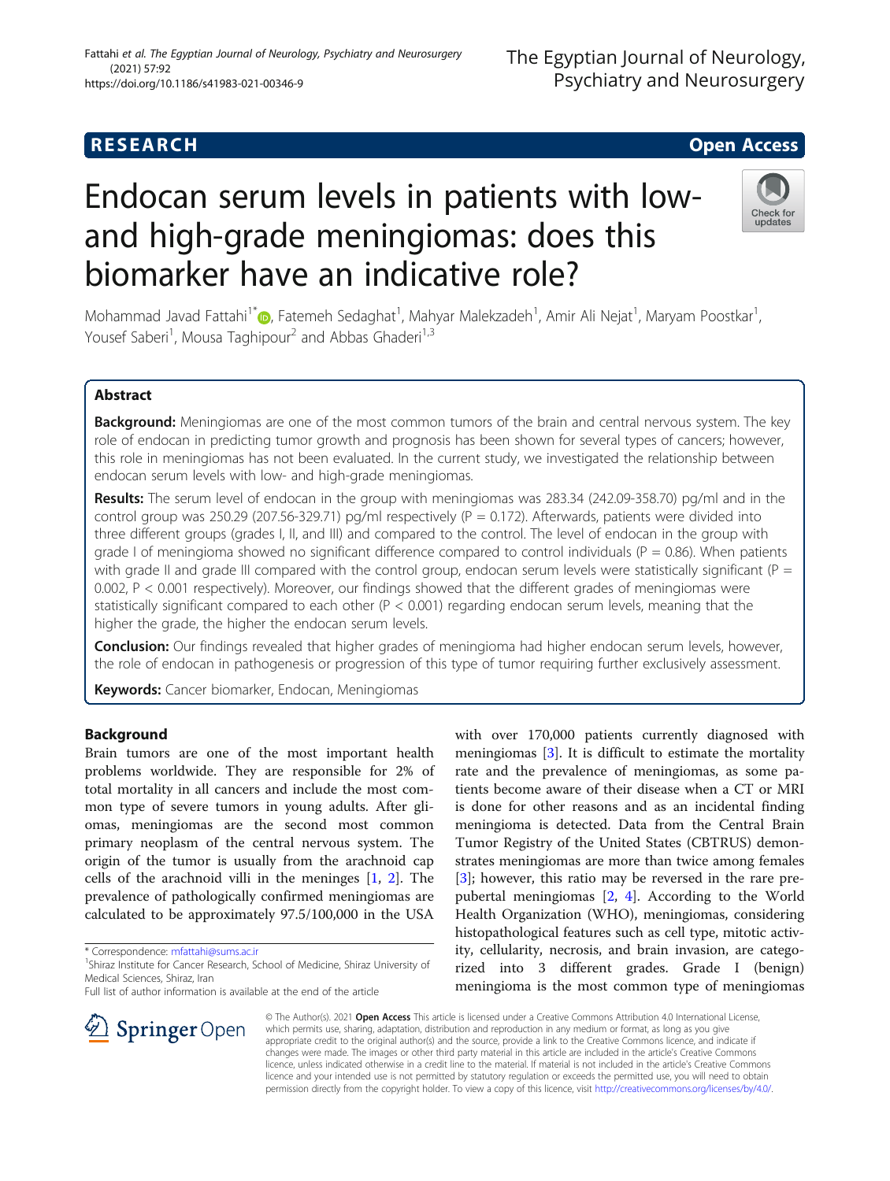RESEARCH Open Access

# Endocan serum levels in patients with low- and high-grade meningiomas: does this biomarker have an indicative role?

Mohammad Javad Fattahi[1*], Fatemeh Sedaghat[1], Mahyar Malekzadeh[1], Amir Ali Nejat[1], Maryam Poostkar[1], Yousef Saberi[1], Mousa Taghipour[2] and Abbas Ghaderi[1,3]

## Abstract

**Background:** Meningiomas are one of the most common tumors of the brain and central nervous system. The key role of endocan in predicting tumor growth and prognosis has been shown for several types of cancers; however, this role in meningiomas has not been evaluated. In the current study, we investigated the relationship between endocan serum levels with low- and high-grade meningiomas.

**Results:** The serum level of endocan in the group with meningiomas was 283.34 (242.09-358.70) pg/ml and in the control group was 250.29 (207.56-329.71) pg/ml respectively ($P = 0.172$). Afterwards, patients were divided into three different groups (grades I, II, and III) and compared to the control. The level of endocan in the group with grade I of meningioma showed no significant difference compared to control individuals ($P = 0.86$). When patients with grade II and grade III compared with the control group, endocan serum levels were statistically significant ($P = 0.002$, $P < 0.001$ respectively). Moreover, our findings showed that the different grades of meningiomas were statistically significant compared to each other ($P < 0.001$) regarding endocan serum levels, meaning that the higher the grade, the higher the endocan serum levels.

**Conclusion:** Our findings revealed that higher grades of meningioma had higher endocan serum levels, however, the role of endocan in pathogenesis or progression of this type of tumor requiring further exclusively assessment.

**Keywords:** Cancer biomarker, Endocan, Meningiomas

## Background

Brain tumors are one of the most important health problems worldwide. They are responsible for 2% of total mortality in all cancers and include the most common type of severe tumors in young adults. After gliomas, meningiomas are the second most common primary neoplasm of the central nervous system. The origin of the tumor is usually from the arachnoid cap cells of the arachnoid villi in the meninges [1, 2]. The prevalence of pathologically confirmed meningiomas are calculated to be approximately 97.5/100,000 in the USA with over 170,000 patients currently diagnosed with meningiomas [3]. It is difficult to estimate the mortality rate and the prevalence of meningiomas, as some patients become aware of their disease when a CT or MRI is done for other reasons and as an incidental finding meningioma is detected. Data from the Central Brain Tumor Registry of the United States (CBTRUS) demonstrates meningiomas are more than twice among females [3]; however, this ratio may be reversed in the rare prepubertal meningiomas [2, 4]. According to the World Health Organization (WHO), meningiomas, considering histopathological features such as cell type, mitotic activity, cellularity, necrosis, and brain invasion, are categorized into 3 different grades. Grade I (benign) meningioma is the most common type of meningiomas

* Correspondence: mfattahi@sums.ac.ir
[1]Shiraz Institute for Cancer Research, School of Medicine, Shiraz University of Medical Sciences, Shiraz, Iran
Full list of author information is available at the end of the article

© The Author(s). 2021 **Open Access** This article is licensed under a Creative Commons Attribution 4.0 International License, which permits use, sharing, adaptation, distribution and reproduction in any medium or format, as long as you give appropriate credit to the original author(s) and the source, provide a link to the Creative Commons licence, and indicate if changes were made. The images or other third party material in this article are included in the article's Creative Commons licence, unless indicated otherwise in a credit line to the material. If material is not included in the article's Creative Commons licence and your intended use is not permitted by statutory regulation or exceeds the permitted use, you will need to obtain permission directly from the copyright holder. To view a copy of this licence, visit http://creativecommons.org/licenses/by/4.0/.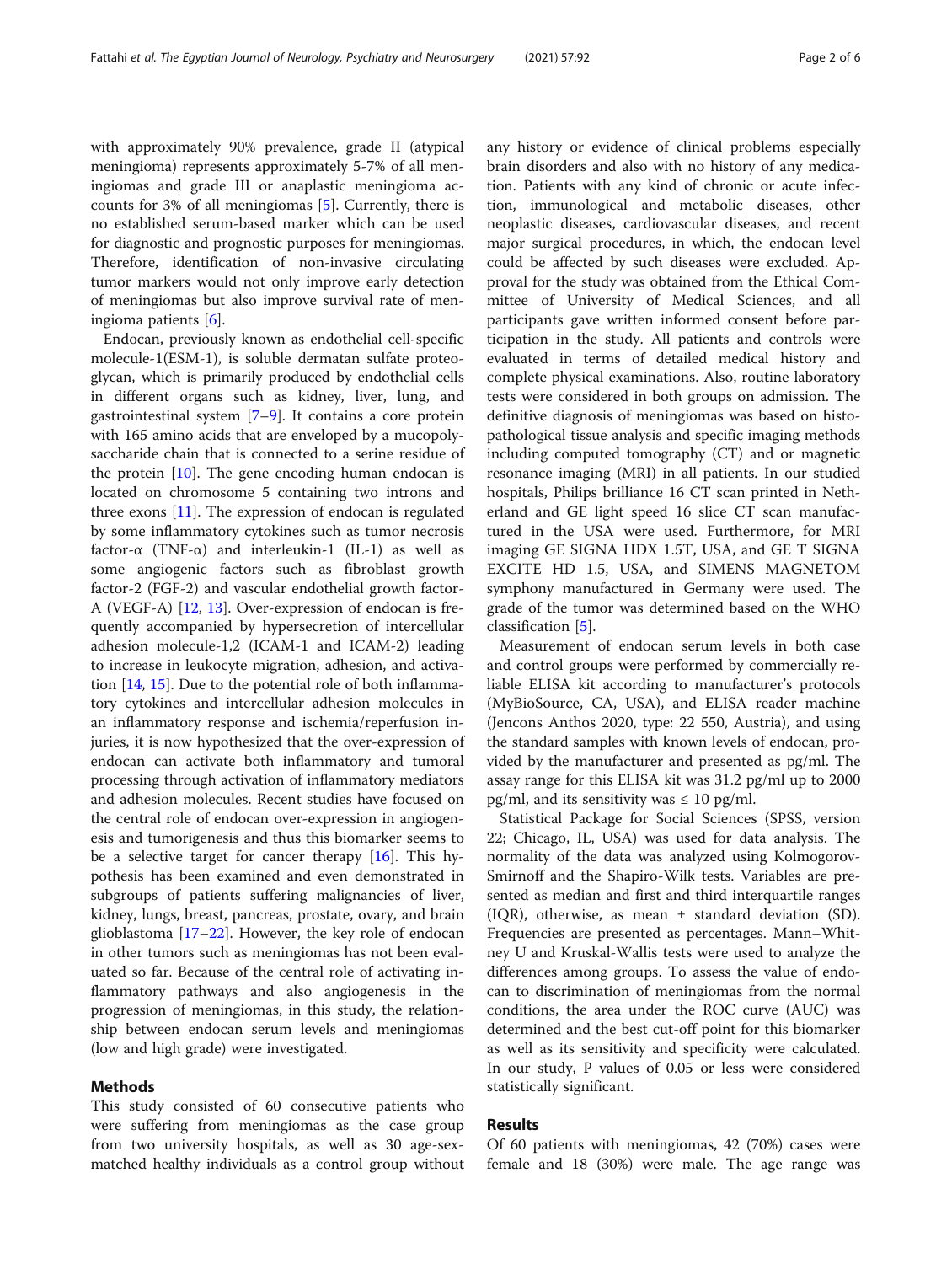with approximately 90% prevalence, grade II (atypical meningioma) represents approximately 5-7% of all meningiomas and grade III or anaplastic meningioma accounts for 3% of all meningiomas [5]. Currently, there is no established serum-based marker which can be used for diagnostic and prognostic purposes for meningiomas. Therefore, identification of non-invasive circulating tumor markers would not only improve early detection of meningiomas but also improve survival rate of meningioma patients [6].

Endocan, previously known as endothelial cell-specific molecule-1(ESM-1), is soluble dermatan sulfate proteoglycan, which is primarily produced by endothelial cells in different organs such as kidney, liver, lung, and gastrointestinal system [7–9]. It contains a core protein with 165 amino acids that are enveloped by a mucopolysaccharide chain that is connected to a serine residue of the protein [10]. The gene encoding human endocan is located on chromosome 5 containing two introns and three exons [11]. The expression of endocan is regulated by some inflammatory cytokines such as tumor necrosis factor-α (TNF-α) and interleukin-1 (IL-1) as well as some angiogenic factors such as fibroblast growth factor-2 (FGF-2) and vascular endothelial growth factor-A (VEGF-A) [12, 13]. Over-expression of endocan is frequently accompanied by hypersecretion of intercellular adhesion molecule-1,2 (ICAM-1 and ICAM-2) leading to increase in leukocyte migration, adhesion, and activation [14, 15]. Due to the potential role of both inflammatory cytokines and intercellular adhesion molecules in an inflammatory response and ischemia/reperfusion injuries, it is now hypothesized that the over-expression of endocan can activate both inflammatory and tumoral processing through activation of inflammatory mediators and adhesion molecules. Recent studies have focused on the central role of endocan over-expression in angiogenesis and tumorigenesis and thus this biomarker seems to be a selective target for cancer therapy [16]. This hypothesis has been examined and even demonstrated in subgroups of patients suffering malignancies of liver, kidney, lungs, breast, pancreas, prostate, ovary, and brain glioblastoma [17–22]. However, the key role of endocan in other tumors such as meningiomas has not been evaluated so far. Because of the central role of activating inflammatory pathways and also angiogenesis in the progression of meningiomas, in this study, the relationship between endocan serum levels and meningiomas (low and high grade) were investigated.

## Methods

This study consisted of 60 consecutive patients who were suffering from meningiomas as the case group from two university hospitals, as well as 30 age-sex-matched healthy individuals as a control group without any history or evidence of clinical problems especially brain disorders and also with no history of any medication. Patients with any kind of chronic or acute infection, immunological and metabolic diseases, other neoplastic diseases, cardiovascular diseases, and recent major surgical procedures, in which, the endocan level could be affected by such diseases were excluded. Approval for the study was obtained from the Ethical Committee of University of Medical Sciences, and all participants gave written informed consent before participation in the study. All patients and controls were evaluated in terms of detailed medical history and complete physical examinations. Also, routine laboratory tests were considered in both groups on admission. The definitive diagnosis of meningiomas was based on histopathological tissue analysis and specific imaging methods including computed tomography (CT) and or magnetic resonance imaging (MRI) in all patients. In our studied hospitals, Philips brilliance 16 CT scan printed in Netherland and GE light speed 16 slice CT scan manufactured in the USA were used. Furthermore, for MRI imaging GE SIGNA HDX 1.5T, USA, and GE T SIGNA EXCITE HD 1.5, USA, and SIMENS MAGNETOM symphony manufactured in Germany were used. The grade of the tumor was determined based on the WHO classification [5].

Measurement of endocan serum levels in both case and control groups were performed by commercially reliable ELISA kit according to manufacturer's protocols (MyBioSource, CA, USA), and ELISA reader machine (Jencons Anthos 2020, type: 22 550, Austria), and using the standard samples with known levels of endocan, provided by the manufacturer and presented as pg/ml. The assay range for this ELISA kit was 31.2 pg/ml up to 2000 pg/ml, and its sensitivity was ≤ 10 pg/ml.

Statistical Package for Social Sciences (SPSS, version 22; Chicago, IL, USA) was used for data analysis. The normality of the data was analyzed using Kolmogorov-Smirnoff and the Shapiro-Wilk tests. Variables are presented as median and first and third interquartile ranges (IQR), otherwise, as mean ± standard deviation (SD). Frequencies are presented as percentages. Mann–Whitney U and Kruskal-Wallis tests were used to analyze the differences among groups. To assess the value of endocan to discrimination of meningiomas from the normal conditions, the area under the ROC curve (AUC) was determined and the best cut-off point for this biomarker as well as its sensitivity and specificity were calculated. In our study, P values of 0.05 or less were considered statistically significant.

## Results

Of 60 patients with meningiomas, 42 (70%) cases were female and 18 (30%) were male. The age range was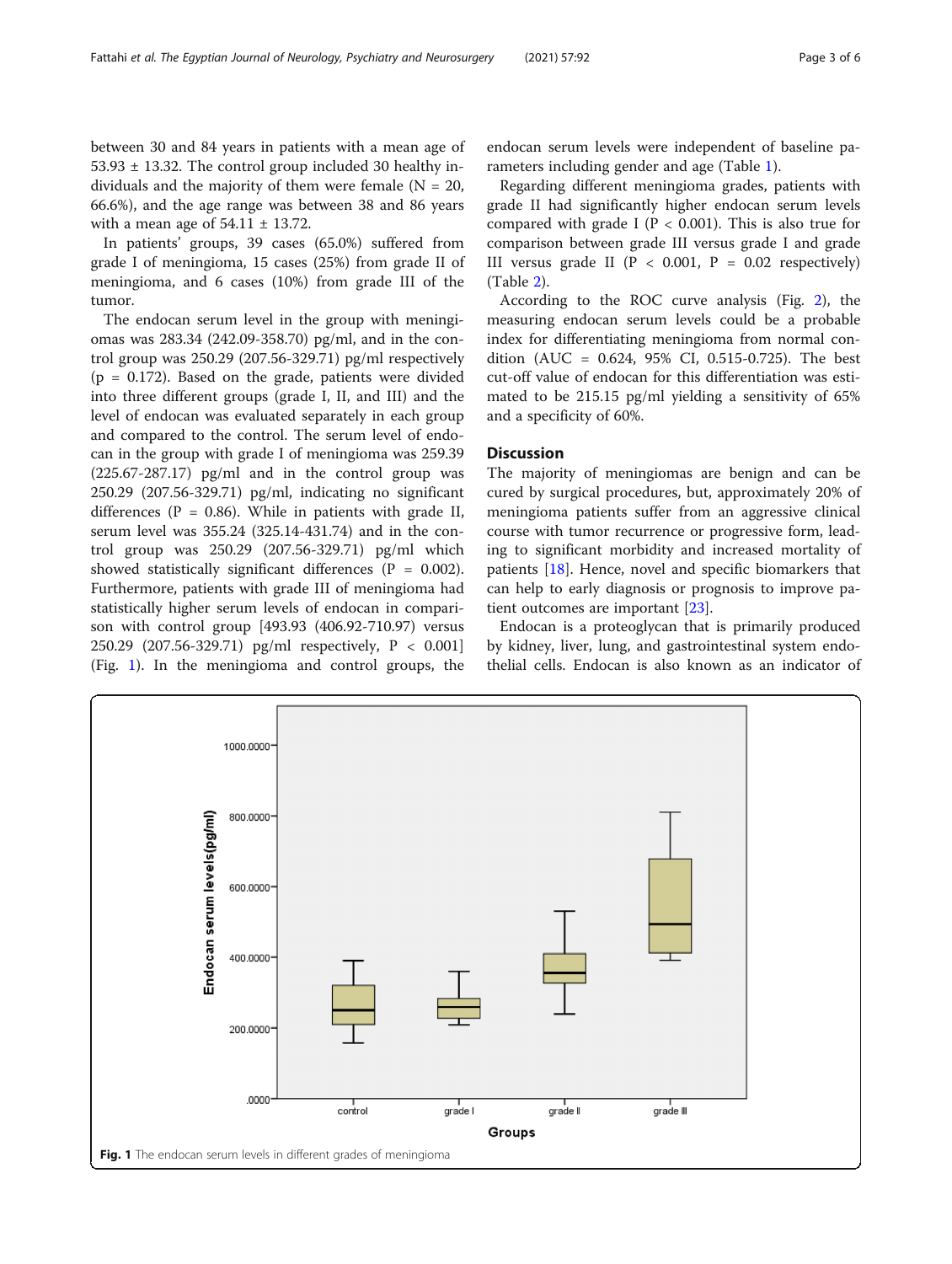between 30 and 84 years in patients with a mean age of 53.93 ± 13.32. The control group included 30 healthy individuals and the majority of them were female (N = 20, 66.6%), and the age range was between 38 and 86 years with a mean age of 54.11 ± 13.72.

In patients' groups, 39 cases (65.0%) suffered from grade I of meningioma, 15 cases (25%) from grade II of meningioma, and 6 cases (10%) from grade III of the tumor.

The endocan serum level in the group with meningiomas was 283.34 (242.09-358.70) pg/ml, and in the control group was 250.29 (207.56-329.71) pg/ml respectively ($p = 0.172$). Based on the grade, patients were divided into three different groups (grade I, II, and III) and the level of endocan was evaluated separately in each group and compared to the control. The serum level of endocan in the group with grade I of meningioma was 259.39 (225.67-287.17) pg/ml and in the control group was 250.29 (207.56-329.71) pg/ml, indicating no significant differences ($P = 0.86$). While in patients with grade II, serum level was 355.24 (325.14-431.74) and in the control group was 250.29 (207.56-329.71) pg/ml which showed statistically significant differences ($P = 0.002$). Furthermore, patients with grade III of meningioma had statistically higher serum levels of endocan in comparison with control group [493.93 (406.92-710.97) versus 250.29 (207.56-329.71) pg/ml respectively, $P < 0.001$] (Fig. 1). In the meningioma and control groups, the endocan serum levels were independent of baseline parameters including gender and age (Table 1).

Regarding different meningioma grades, patients with grade II had significantly higher endocan serum levels compared with grade I ($P < 0.001$). This is also true for comparison between grade III versus grade I and grade III versus grade II ($P < 0.001$, $P = 0.02$ respectively) (Table 2).

According to the ROC curve analysis (Fig. 2), the measuring endocan serum levels could be a probable index for differentiating meningioma from normal condition (AUC = 0.624, 95% CI, 0.515-0.725). The best cut-off value of endocan for this differentiation was estimated to be 215.15 pg/ml yielding a sensitivity of 65% and a specificity of 60%.

## Discussion

The majority of meningiomas are benign and can be cured by surgical procedures, but, approximately 20% of meningioma patients suffer from an aggressive clinical course with tumor recurrence or progressive form, leading to significant morbidity and increased mortality of patients [18]. Hence, novel and specific biomarkers that can help to early diagnosis or prognosis to improve patient outcomes are important [23].

Endocan is a proteoglycan that is primarily produced by kidney, liver, lung, and gastrointestinal system endothelial cells. Endocan is also known as an indicator of

**Fig. 1** The endocan serum levels in different grades of meningioma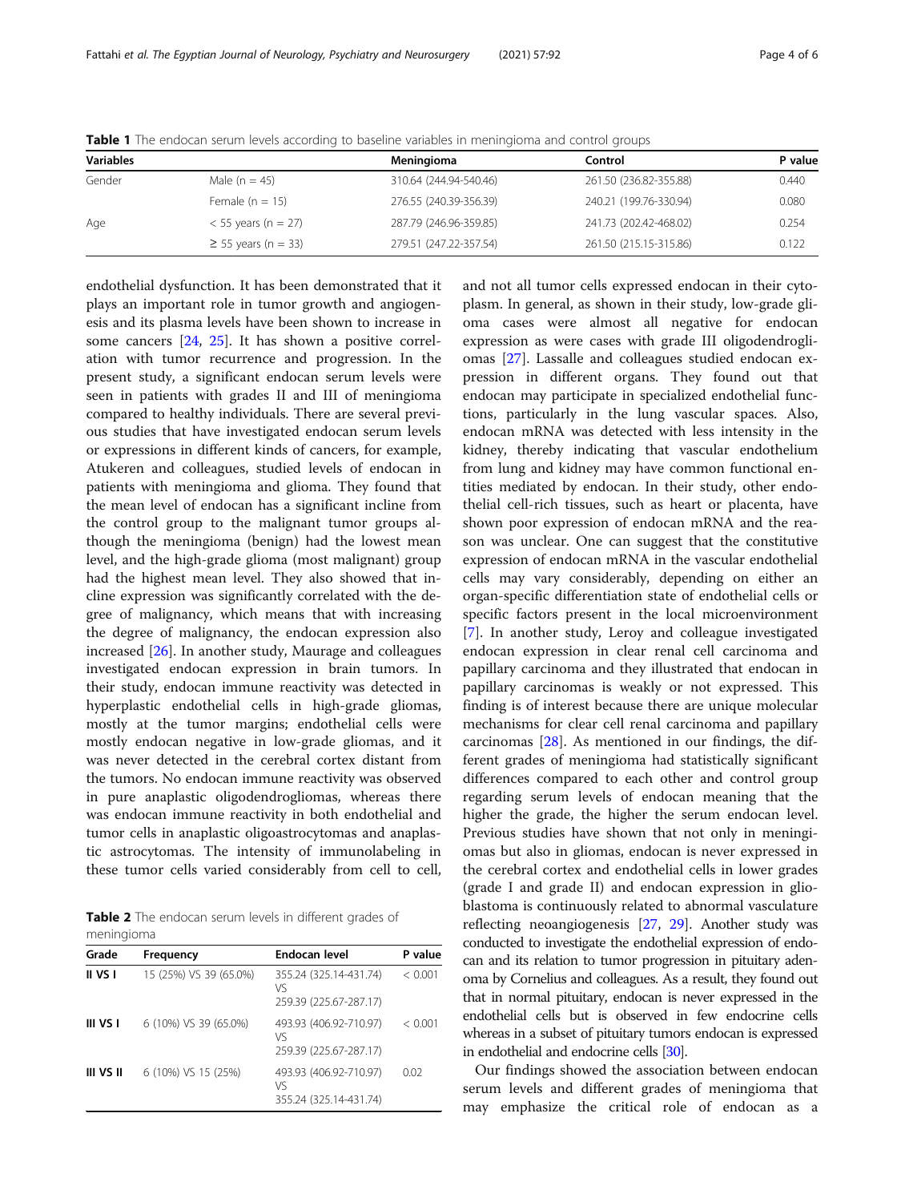**Table 1** The endocan serum levels according to baseline variables in meningioma and control groups

| Variables | | Meningioma | Control | P value |
|---|---|---|---|---|
| Gender | Male (n = 45) | 310.64 (244.94-540.46) | 261.50 (236.82-355.88) | 0.440 |
| | Female (n = 15) | 276.55 (240.39-356.39) | 240.21 (199.76-330.94) | 0.080 |
| Age | < 55 years (n = 27) | 287.79 (246.96-359.85) | 241.73 (202.42-468.02) | 0.254 |
| | ≥ 55 years (n = 33) | 279.51 (247.22-357.54) | 261.50 (215.15-315.86) | 0.122 |

endothelial dysfunction. It has been demonstrated that it plays an important role in tumor growth and angiogenesis and its plasma levels have been shown to increase in some cancers [24, 25]. It has shown a positive correlation with tumor recurrence and progression. In the present study, a significant endocan serum levels were seen in patients with grades II and III of meningioma compared to healthy individuals. There are several previous studies that have investigated endocan serum levels or expressions in different kinds of cancers, for example, Atukeren and colleagues, studied levels of endocan in patients with meningioma and glioma. They found that the mean level of endocan has a significant incline from the control group to the malignant tumor groups although the meningioma (benign) had the lowest mean level, and the high-grade glioma (most malignant) group had the highest mean level. They also showed that incline expression was significantly correlated with the degree of malignancy, which means that with increasing the degree of malignancy, the endocan expression also increased [26]. In another study, Maurage and colleagues investigated endocan expression in brain tumors. In their study, endocan immune reactivity was detected in hyperplastic endothelial cells in high-grade gliomas, mostly at the tumor margins; endothelial cells were mostly endocan negative in low-grade gliomas, and it was never detected in the cerebral cortex distant from the tumors. No endocan immune reactivity was observed in pure anaplastic oligodendrogliomas, whereas there was endocan immune reactivity in both endothelial and tumor cells in anaplastic oligoastrocytomas and anaplastic astrocytomas. The intensity of immunolabeling in these tumor cells varied considerably from cell to cell, and not all tumor cells expressed endocan in their cytoplasm. In general, as shown in their study, low-grade glioma cases were almost all negative for endocan expression as were cases with grade III oligodendrogliomas [27]. Lassalle and colleagues studied endocan expression in different organs. They found out that endocan may participate in specialized endothelial functions, particularly in the lung vascular spaces. Also, endocan mRNA was detected with less intensity in the kidney, thereby indicating that vascular endothelium from lung and kidney may have common functional entities mediated by endocan. In their study, other endothelial cell-rich tissues, such as heart or placenta, have shown poor expression of endocan mRNA and the reason was unclear. One can suggest that the constitutive expression of endocan mRNA in the vascular endothelial cells may vary considerably, depending on either an organ-specific differentiation state of endothelial cells or specific factors present in the local microenvironment [7]. In another study, Leroy and colleague investigated endocan expression in clear renal cell carcinoma and papillary carcinoma and they illustrated that endocan in papillary carcinomas is weakly or not expressed. This finding is of interest because there are unique molecular mechanisms for clear cell renal carcinoma and papillary carcinomas [28]. As mentioned in our findings, the different grades of meningioma had statistically significant differences compared to each other and control group regarding serum levels of endocan meaning that the higher the grade, the higher the serum endocan level. Previous studies have shown that not only in meningiomas but also in gliomas, endocan is never expressed in the cerebral cortex and endothelial cells in lower grades (grade I and grade II) and endocan expression in glioblastoma is continuously related to abnormal vasculature reflecting neoangiogenesis [27, 29]. Another study was conducted to investigate the endothelial expression of endocan and its relation to tumor progression in pituitary adenoma by Cornelius and colleagues. As a result, they found out that in normal pituitary, endocan is never expressed in the endothelial cells but is observed in few endocrine cells whereas in a subset of pituitary tumors endocan is expressed in endothelial and endocrine cells [30].

**Table 2** The endocan serum levels in different grades of meningioma

| Grade | Frequency | Endocan level | P value |
|---|---|---|---|
| **II VS I** | 15 (25%) VS 39 (65.0%) | 355.24 (325.14-431.74) VS 259.39 (225.67-287.17) | < 0.001 |
| **III VS I** | 6 (10%) VS 39 (65.0%) | 493.93 (406.92-710.97) VS 259.39 (225.67-287.17) | < 0.001 |
| **III VS II** | 6 (10%) VS 15 (25%) | 493.93 (406.92-710.97) VS 355.24 (325.14-431.74) | 0.02 |

Our findings showed the association between endocan serum levels and different grades of meningioma that may emphasize the critical role of endocan as a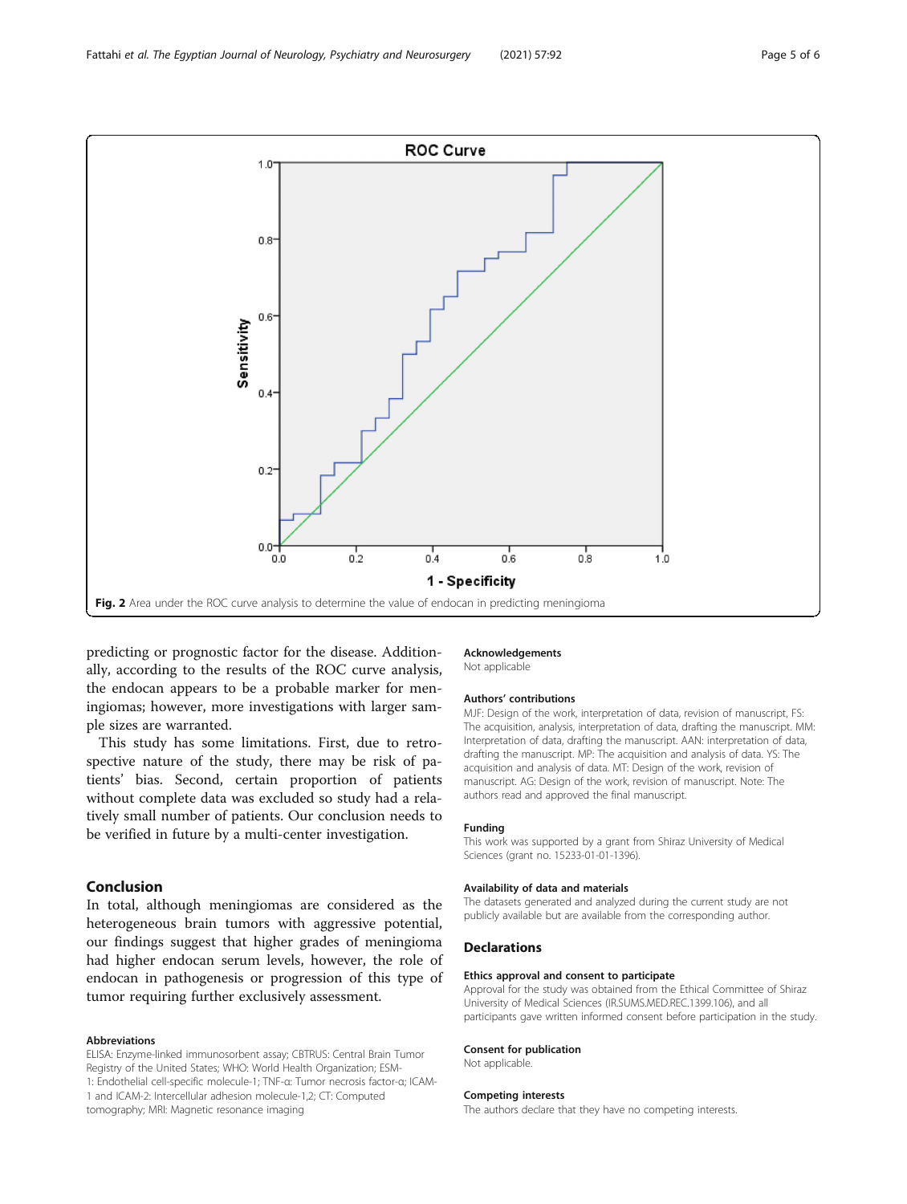Fig. 2 Area under the ROC curve analysis to determine the value of endocan in predicting meningioma

predicting or prognostic factor for the disease. Additionally, according to the results of the ROC curve analysis, the endocan appears to be a probable marker for meningiomas; however, more investigations with larger sample sizes are warranted.

This study has some limitations. First, due to retrospective nature of the study, there may be risk of patients' bias. Second, certain proportion of patients without complete data was excluded so study had a relatively small number of patients. Our conclusion needs to be verified in future by a multi-center investigation.

## Conclusion

In total, although meningiomas are considered as the heterogeneous brain tumors with aggressive potential, our findings suggest that higher grades of meningioma had higher endocan serum levels, however, the role of endocan in pathogenesis or progression of this type of tumor requiring further exclusively assessment.

#### Abbreviations

ELISA: Enzyme-linked immunosorbent assay; CBTRUS: Central Brain Tumor Registry of the United States; WHO: World Health Organization; ESM-1: Endothelial cell-specific molecule-1; TNF-α: Tumor necrosis factor-α; ICAM-1 and ICAM-2: Intercellular adhesion molecule-1,2; CT: Computed tomography; MRI: Magnetic resonance imaging

#### Acknowledgements

Not applicable

#### Authors' contributions

MJF: Design of the work, interpretation of data, revision of manuscript, FS: The acquisition, analysis, interpretation of data, drafting the manuscript. MM: Interpretation of data, drafting the manuscript. AAN: interpretation of data, drafting the manuscript. MP: The acquisition and analysis of data. YS: The acquisition and analysis of data. MT: Design of the work, revision of manuscript. AG: Design of the work, revision of manuscript. Note: The authors read and approved the final manuscript.

#### Funding

This work was supported by a grant from Shiraz University of Medical Sciences (grant no. 15233-01-01-1396).

#### Availability of data and materials

The datasets generated and analyzed during the current study are not publicly available but are available from the corresponding author.

## Declarations

#### Ethics approval and consent to participate

Approval for the study was obtained from the Ethical Committee of Shiraz University of Medical Sciences (IR.SUMS.MED.REC.1399.106), and all participants gave written informed consent before participation in the study.

#### Consent for publication

Not applicable.

#### Competing interests

The authors declare that they have no competing interests.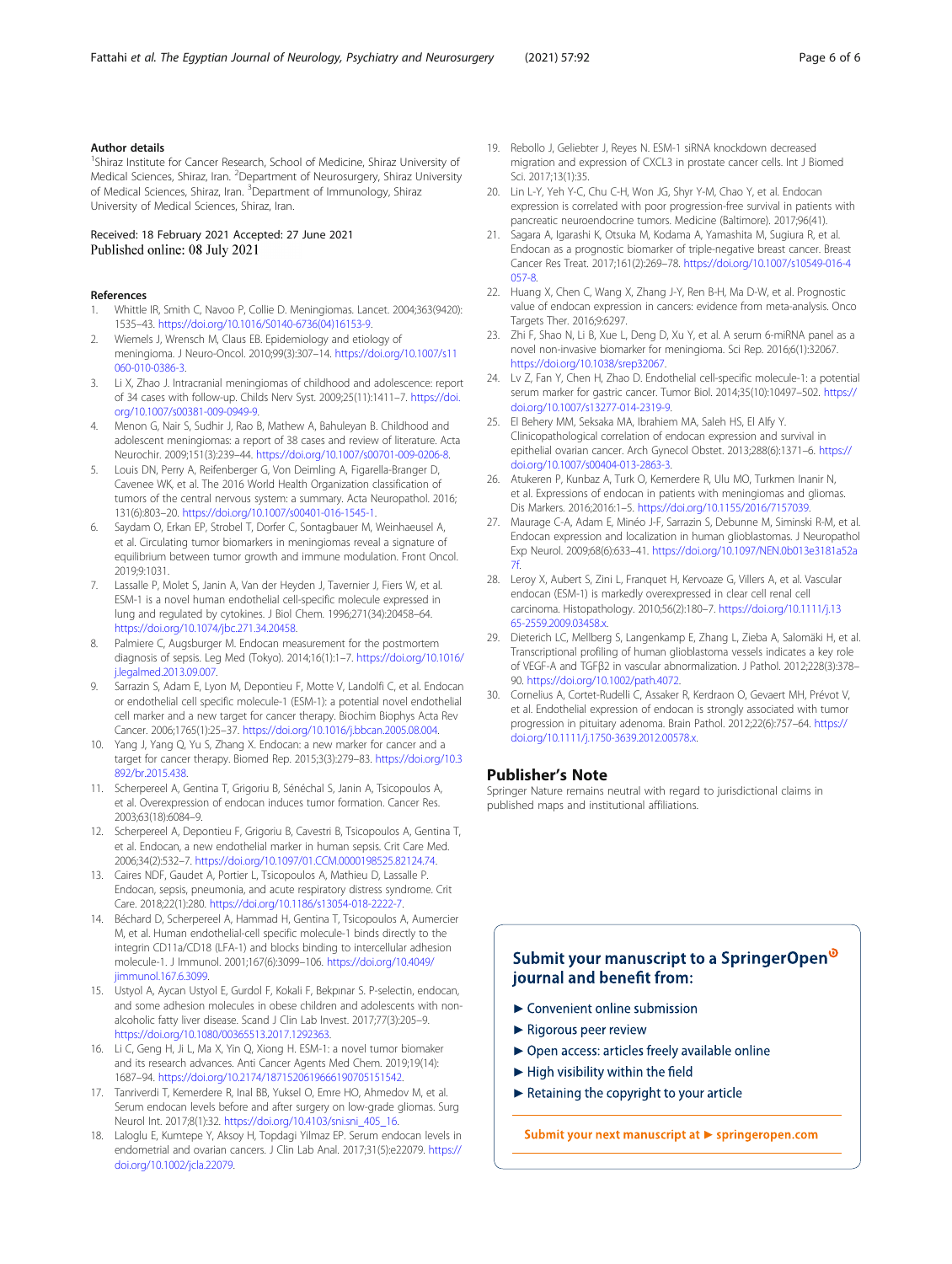### Author details

[1]Shiraz Institute for Cancer Research, School of Medicine, Shiraz University of Medical Sciences, Shiraz, Iran. [2]Department of Neurosurgery, Shiraz University of Medical Sciences, Shiraz, Iran. [3]Department of Immunology, Shiraz University of Medical Sciences, Shiraz, Iran.

Received: 18 February 2021 Accepted: 27 June 2021
Published online: 08 July 2021

### References

1. Whittle IR, Smith C, Navoo P, Collie D. Meningiomas. Lancet. 2004;363(9420):1535–43. https://doi.org/10.1016/S0140-6736(04)16153-9.
2. Wiemels J, Wrensch M, Claus EB. Epidemiology and etiology of meningioma. J Neuro-Oncol. 2010;99(3):307–14. https://doi.org/10.1007/s11060-010-0386-3.
3. Li X, Zhao J. Intracranial meningiomas of childhood and adolescence: report of 34 cases with follow-up. Childs Nerv Syst. 2009;25(11):1411–7. https://doi.org/10.1007/s00381-009-0949-9.
4. Menon G, Nair S, Sudhir J, Rao B, Mathew A, Bahuleyan B. Childhood and adolescent meningiomas: a report of 38 cases and review of literature. Acta Neurochir. 2009;151(3):239–44. https://doi.org/10.1007/s00701-009-0206-8.
5. Louis DN, Perry A, Reifenberger G, Von Deimling A, Figarella-Branger D, Cavenee WK, et al. The 2016 World Health Organization classification of tumors of the central nervous system: a summary. Acta Neuropathol. 2016;131(6):803–20. https://doi.org/10.1007/s00401-016-1545-1.
6. Saydam O, Erkan EP, Strobel T, Dorfer C, Sontagbauer M, Weinhaeusel A, et al. Circulating tumor biomarkers in meningiomas reveal a signature of equilibrium between tumor growth and immune modulation. Front Oncol. 2019;9:1031.
7. Lassalle P, Molet S, Janin A, Van der Heyden J, Tavernier J, Fiers W, et al. ESM-1 is a novel human endothelial cell-specific molecule expressed in lung and regulated by cytokines. J Biol Chem. 1996;271(34):20458–64. https://doi.org/10.1074/jbc.271.34.20458.
8. Palmiere C, Augsburger M. Endocan measurement for the postmortem diagnosis of sepsis. Leg Med (Tokyo). 2014;16(1):1–7. https://doi.org/10.1016/j.legalmed.2013.09.007.
9. Sarrazin S, Adam E, Lyon M, Depontieu F, Motte V, Landolfi C, et al. Endocan or endothelial cell specific molecule-1 (ESM-1): a potential novel endothelial cell marker and a new target for cancer therapy. Biochim Biophys Acta Rev Cancer. 2006;1765(1):25–37. https://doi.org/10.1016/j.bbcan.2005.08.004.
10. Yang J, Yang Q, Yu S, Zhang X. Endocan: a new marker for cancer and a target for cancer therapy. Biomed Rep. 2015;3(3):279–83. https://doi.org/10.3892/br.2015.438.
11. Scherpereel A, Gentina T, Grigoriu B, Sénéchal S, Janin A, Tsicopoulos A, et al. Overexpression of endocan induces tumor formation. Cancer Res. 2003;63(18):6084–9.
12. Scherpereel A, Depontieu F, Grigoriu B, Cavestri B, Tsicopoulos A, Gentina T, et al. Endocan, a new endothelial marker in human sepsis. Crit Care Med. 2006;34(2):532–7. https://doi.org/10.1097/01.CCM.0000198525.82124.74.
13. Caires NDF, Gaudet A, Portier L, Tsicopoulos A, Mathieu D, Lassalle P. Endocan, sepsis, pneumonia, and acute respiratory distress syndrome. Crit Care. 2018;22(1):280. https://doi.org/10.1186/s13054-018-2222-7.
14. Béchard D, Scherpereel A, Hammad H, Gentina T, Tsicopoulos A, Aumercier M, et al. Human endothelial-cell specific molecule-1 binds directly to the integrin CD11a/CD18 (LFA-1) and blocks binding to intercellular adhesion molecule-1. J Immunol. 2001;167(6):3099–106. https://doi.org/10.4049/jimmunol.167.6.3099.
15. Ustyol A, Aycan Ustyol E, Gurdol F, Kokali F, Bekpınar S. P-selectin, endocan, and some adhesion molecules in obese children and adolescents with non-alcoholic fatty liver disease. Scand J Clin Lab Invest. 2017;77(3):205–9. https://doi.org/10.1080/00365513.2017.1292363.
16. Li C, Geng H, Ji L, Ma X, Yin Q, Xiong H. ESM-1: a novel tumor biomaker and its research advances. Anti Cancer Agents Med Chem. 2019;19(14):1687–94. https://doi.org/10.2174/1871520619666190705151542.
17. Tanriverdi T, Kemerdere R, Inal BB, Yuksel O, Emre HO, Ahmedov M, et al. Serum endocan levels before and after surgery on low-grade gliomas. Surg Neurol Int. 2017;8(1):32. https://doi.org/10.4103/sni.sni_405_16.
18. Laloglu E, Kumtepe Y, Aksoy H, Topdagi Yilmaz EP. Serum endocan levels in endometrial and ovarian cancers. J Clin Lab Anal. 2017;31(5):e22079. https://doi.org/10.1002/jcla.22079.
19. Rebollo J, Geliebter J, Reyes N. ESM-1 siRNA knockdown decreased migration and expression of CXCL3 in prostate cancer cells. Int J Biomed Sci. 2017;13(1):35.
20. Lin L-Y, Yeh Y-C, Chu C-H, Won JG, Shyr Y-M, Chao Y, et al. Endocan expression is correlated with poor progression-free survival in patients with pancreatic neuroendocrine tumors. Medicine (Baltimore). 2017;96(41).
21. Sagara A, Igarashi K, Otsuka M, Kodama A, Yamashita M, Sugiura R, et al. Endocan as a prognostic biomarker of triple-negative breast cancer. Breast Cancer Res Treat. 2017;161(2):269–78. https://doi.org/10.1007/s10549-016-4057-8.
22. Huang X, Chen C, Wang X, Zhang J-Y, Ren B-H, Ma D-W, et al. Prognostic value of endocan expression in cancers: evidence from meta-analysis. Onco Targets Ther. 2016;9:6297.
23. Zhi F, Shao N, Li B, Xue L, Deng D, Xu Y, et al. A serum 6-miRNA panel as a novel non-invasive biomarker for meningioma. Sci Rep. 2016;6(1):32067. https://doi.org/10.1038/srep32067.
24. Lv Z, Fan Y, Chen H, Zhao D. Endothelial cell-specific molecule-1: a potential serum marker for gastric cancer. Tumor Biol. 2014;35(10):10497–502. https://doi.org/10.1007/s13277-014-2319-9.
25. El Behery MM, Seksaka MA, Ibrahiem MA, Saleh HS, El Alfy Y. Clinicopathological correlation of endocan expression and survival in epithelial ovarian cancer. Arch Gynecol Obstet. 2013;288(6):1371–6. https://doi.org/10.1007/s00404-013-2863-3.
26. Atukeren P, Kunbaz A, Turk O, Kemerdere R, Ulu MO, Turkmen Inanir N, et al. Expressions of endocan in patients with meningiomas and gliomas. Dis Markers. 2016;2016:1–5. https://doi.org/10.1155/2016/7157039.
27. Maurage C-A, Adam E, Minéo J-F, Sarrazin S, Debunne M, Siminski R-M, et al. Endocan expression and localization in human glioblastomas. J Neuropathol Exp Neurol. 2009;68(6):633–41. https://doi.org/10.1097/NEN.0b013e3181a52a7f.
28. Leroy X, Aubert S, Zini L, Franquet H, Kervoaze G, Villers A, et al. Vascular endocan (ESM-1) is markedly overexpressed in clear cell renal cell carcinoma. Histopathology. 2010;56(2):180–7. https://doi.org/10.1111/j.1365-2559.2009.03458.x.
29. Dieterich LC, Mellberg S, Langenkamp E, Zhang L, Zieba A, Salomäki H, et al. Transcriptional profiling of human glioblastoma vessels indicates a key role of VEGF-A and TGFβ2 in vascular abnormalization. J Pathol. 2012;228(3):378–90. https://doi.org/10.1002/path.4072.
30. Cornelius A, Cortet-Rudelli C, Assaker R, Kerdraon O, Gevaert MH, Prévot V, et al. Endothelial expression of endocan is strongly associated with tumor progression in pituitary adenoma. Brain Pathol. 2012;22(6):757–64. https://doi.org/10.1111/j.1750-3639.2012.00578.x.

## Publisher's Note

Springer Nature remains neutral with regard to jurisdictional claims in published maps and institutional affiliations.

**Submit your manuscript to a SpringerOpen journal and benefit from:**

- ► Convenient online submission
- ► Rigorous peer review
- ► Open access: articles freely available online
- ► High visibility within the field
- ► Retaining the copyright to your article

**Submit your next manuscript at ► springeropen.com**